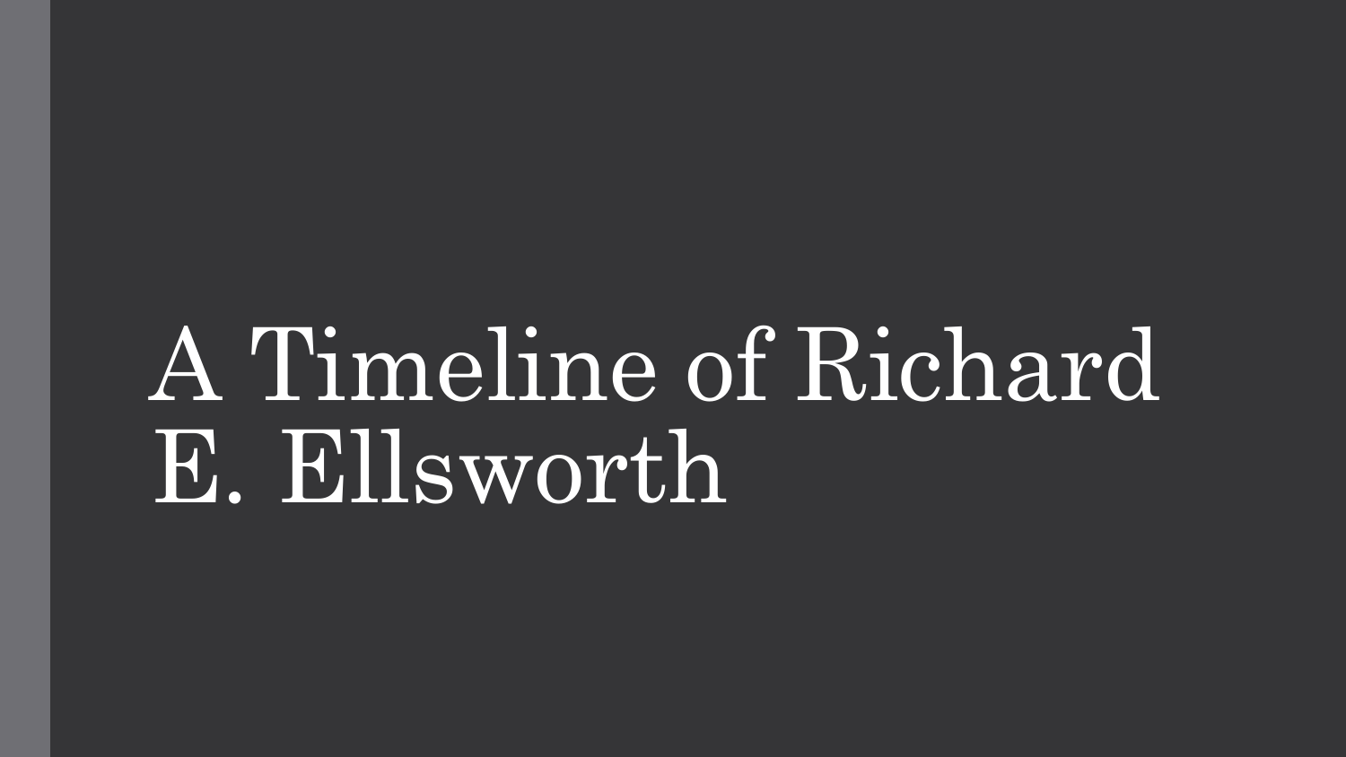# A Timeline of Richard E. Ellsworth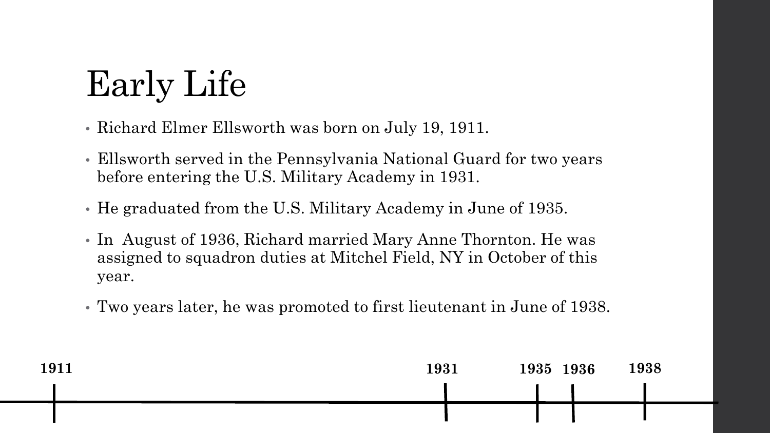# Early Life

- Richard Elmer Ellsworth was born on July 19, 1911.
- Ellsworth served in the Pennsylvania National Guard for two years before entering the U.S. Military Academy in 1931.
- He graduated from the U.S. Military Academy in June of 1935.
- In August of 1936, Richard married Mary Anne Thornton. He was assigned to squadron duties at Mitchel Field, NY in October of this year.
- Two years later, he was promoted to first lieutenant in June of 1938.

**1911** **1931** **1935** **1936** **1938**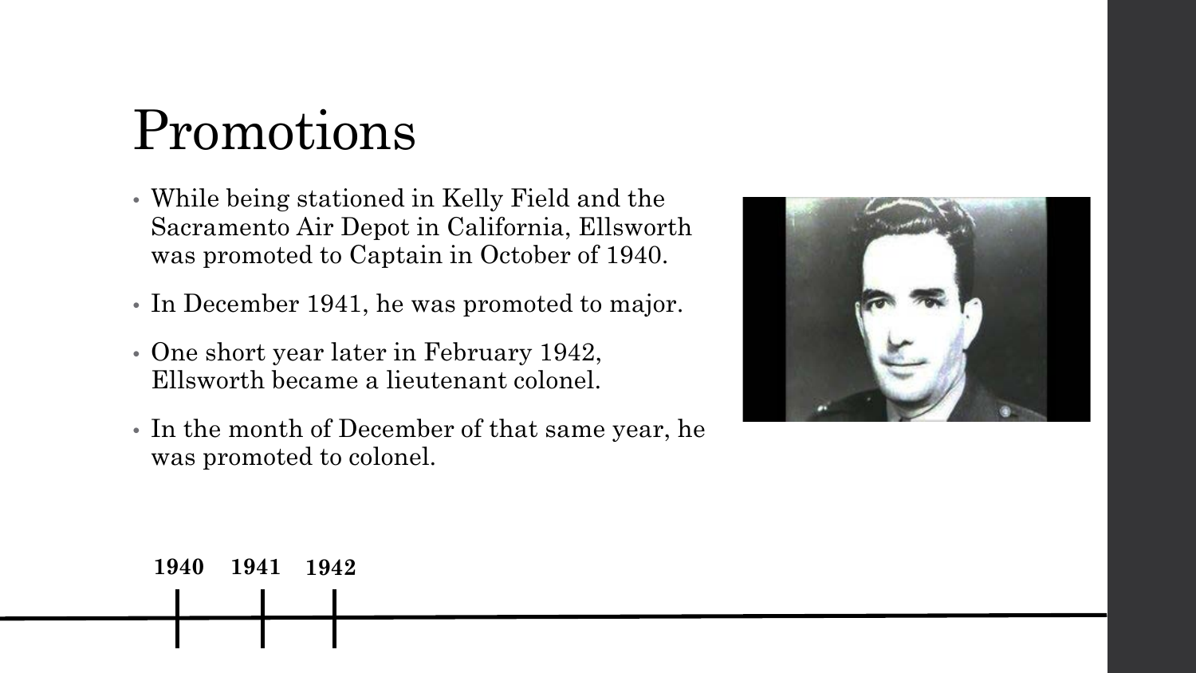# Promotions

- While being stationed in Kelly Field and the Sacramento Air Depot in California, Ellsworth was promoted to Captain in October of 1940.
- In December 1941, he was promoted to major.
- One short year later in February 1942, Ellsworth became a lieutenant colonel.
- In the month of December of that same year, he was promoted to colonel.

**1940 1941 1942**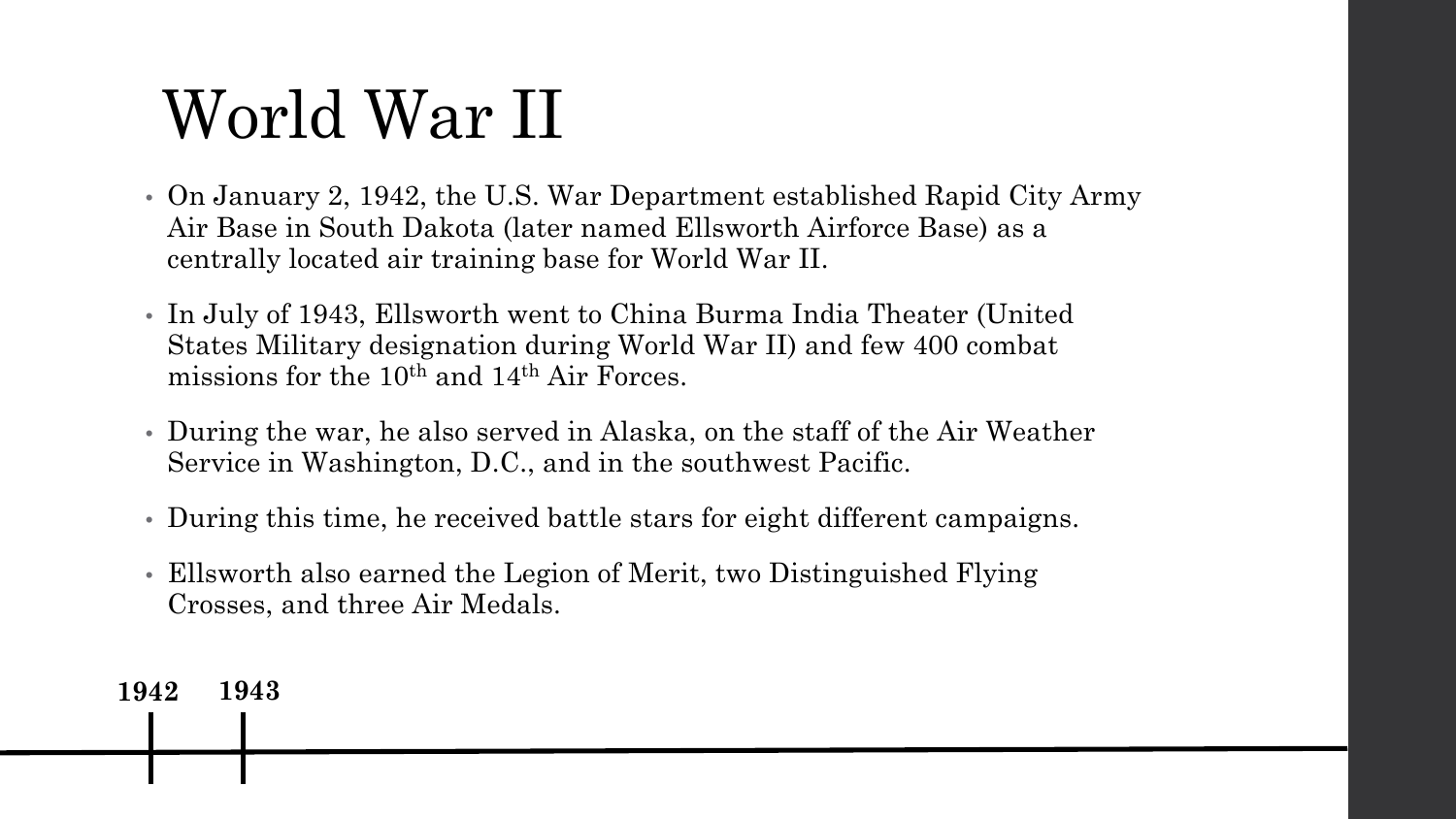# World War II

- On January 2, 1942, the U.S. War Department established Rapid City Army Air Base in South Dakota (later named Ellsworth Airforce Base) as a centrally located air training base for World War II.
- In July of 1943, Ellsworth went to China Burma India Theater (United States Military designation during World War II) and few 400 combat missions for the 10th and 14th Air Forces.
- During the war, he also served in Alaska, on the staff of the Air Weather Service in Washington, D.C., and in the southwest Pacific.
- During this time, he received battle stars for eight different campaigns.
- Ellsworth also earned the Legion of Merit, two Distinguished Flying Crosses, and three Air Medals.

**1942** **1943**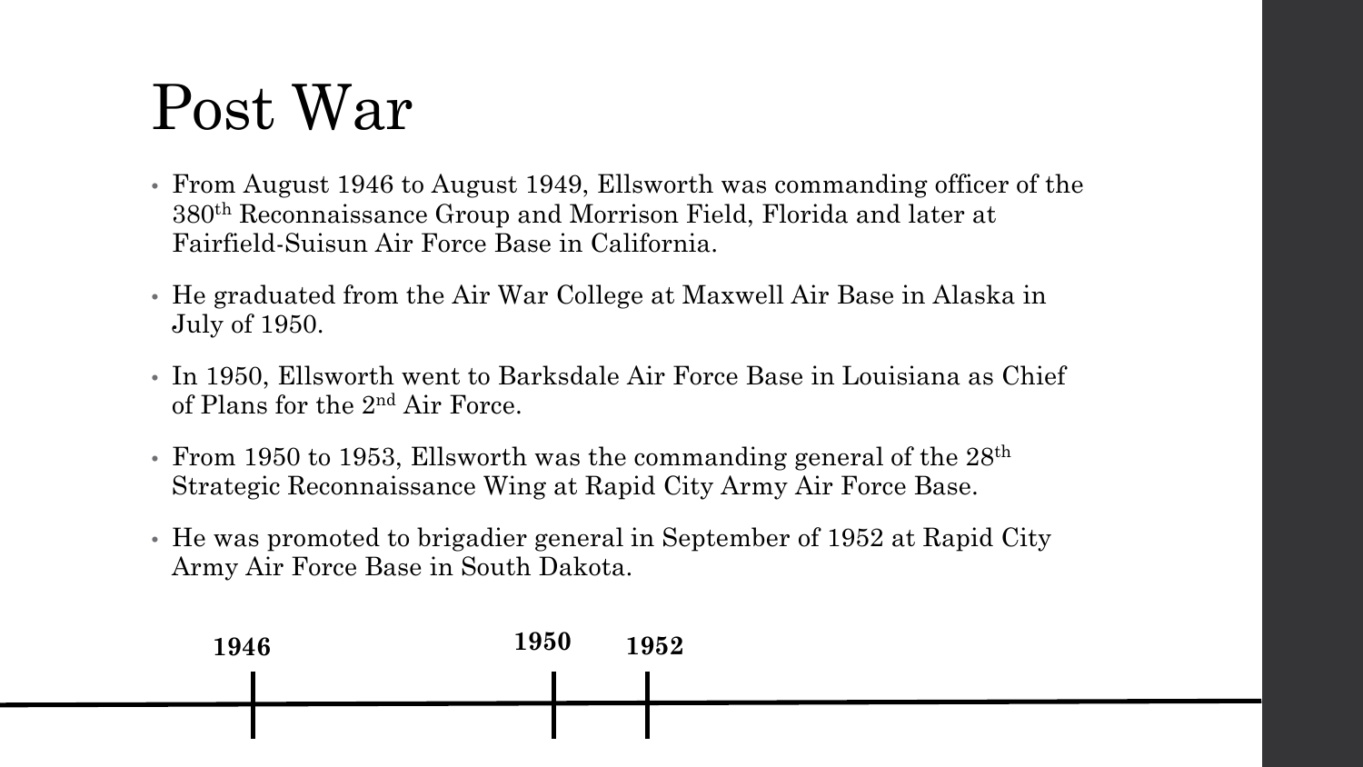# Post War

- From August 1946 to August 1949, Ellsworth was commanding officer of the 380th Reconnaissance Group and Morrison Field, Florida and later at Fairfield-Suisun Air Force Base in California.
- He graduated from the Air War College at Maxwell Air Base in Alaska in July of 1950.
- In 1950, Ellsworth went to Barksdale Air Force Base in Louisiana as Chief of Plans for the 2nd Air Force.
- From 1950 to 1953, Ellsworth was the commanding general of the 28th Strategic Reconnaissance Wing at Rapid City Army Air Force Base.
- He was promoted to brigadier general in September of 1952 at Rapid City Army Air Force Base in South Dakota.

**1946** **1950** **1952**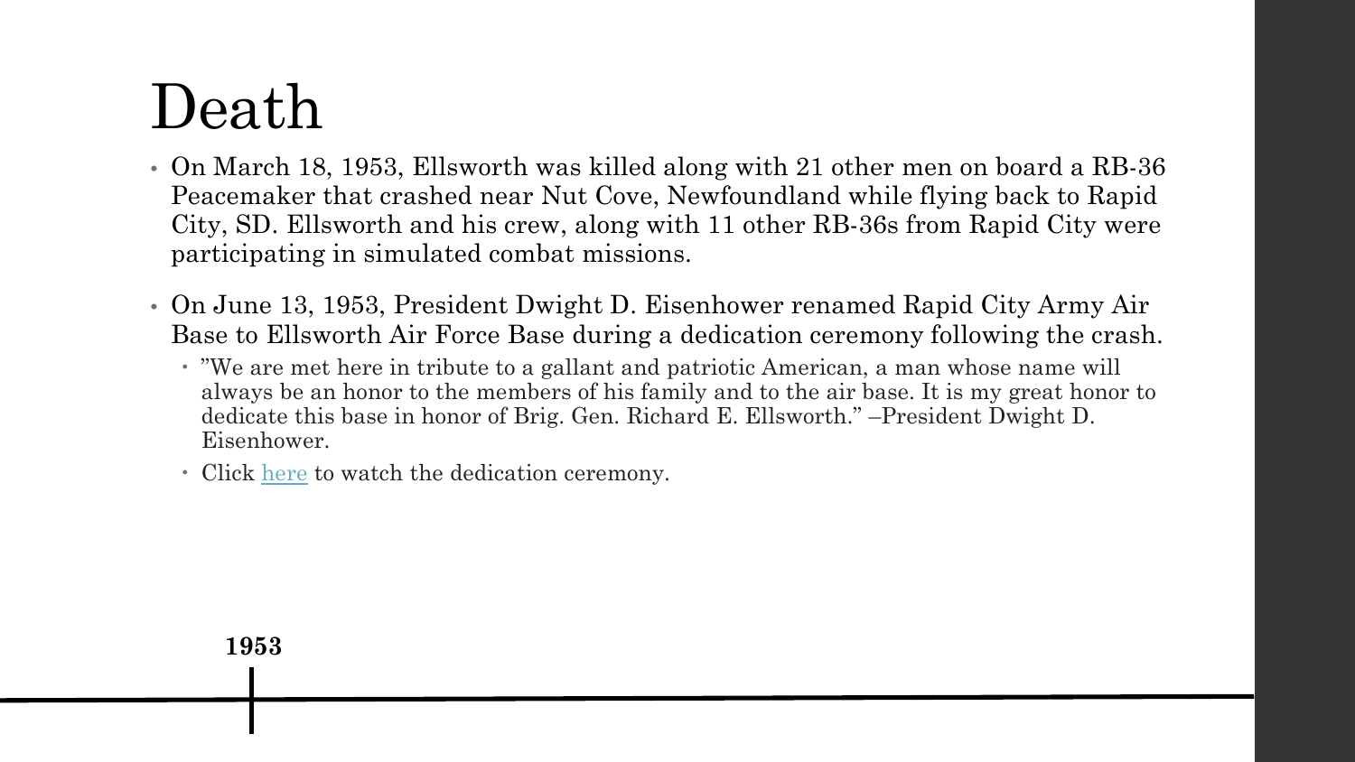# Death

- On March 18, 1953, Ellsworth was killed along with 21 other men on board a RB-36 Peacemaker that crashed near Nut Cove, Newfoundland while flying back to Rapid City, SD. Ellsworth and his crew, along with 11 other RB-36s from Rapid City were participating in simulated combat missions.
- On June 13, 1953, President Dwight D. Eisenhower renamed Rapid City Army Air Base to Ellsworth Air Force Base during a dedication ceremony following the crash.
  - "We are met here in tribute to a gallant and patriotic American, a man whose name will always be an honor to the members of his family and to the air base. It is my great honor to dedicate this base in honor of Brig. Gen. Richard E. Ellsworth." –President Dwight D. Eisenhower.
  - Click here to watch the dedication ceremony.

**1953**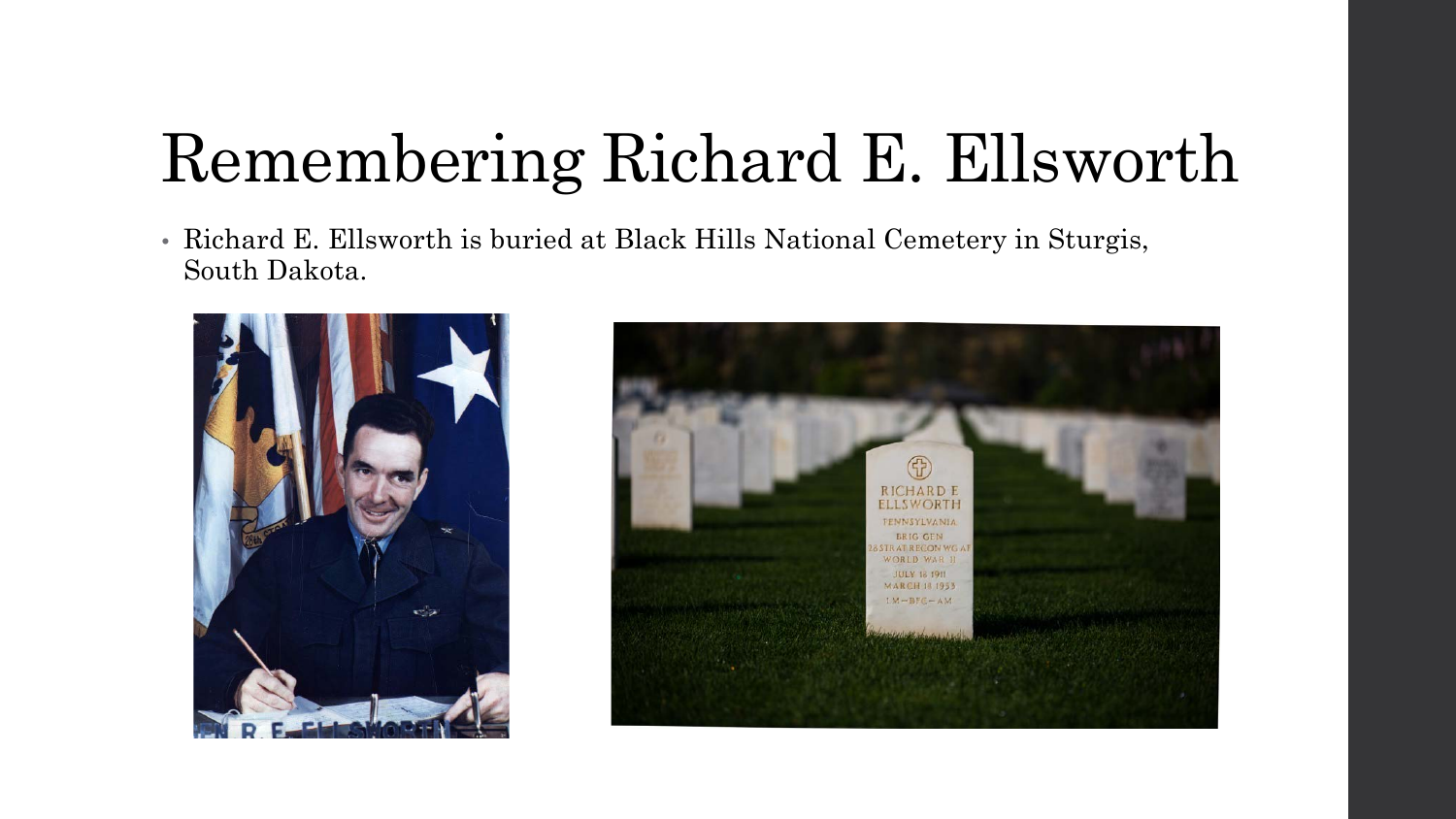# Remembering Richard E. Ellsworth

- Richard E. Ellsworth is buried at Black Hills National Cemetery in Sturgis, South Dakota.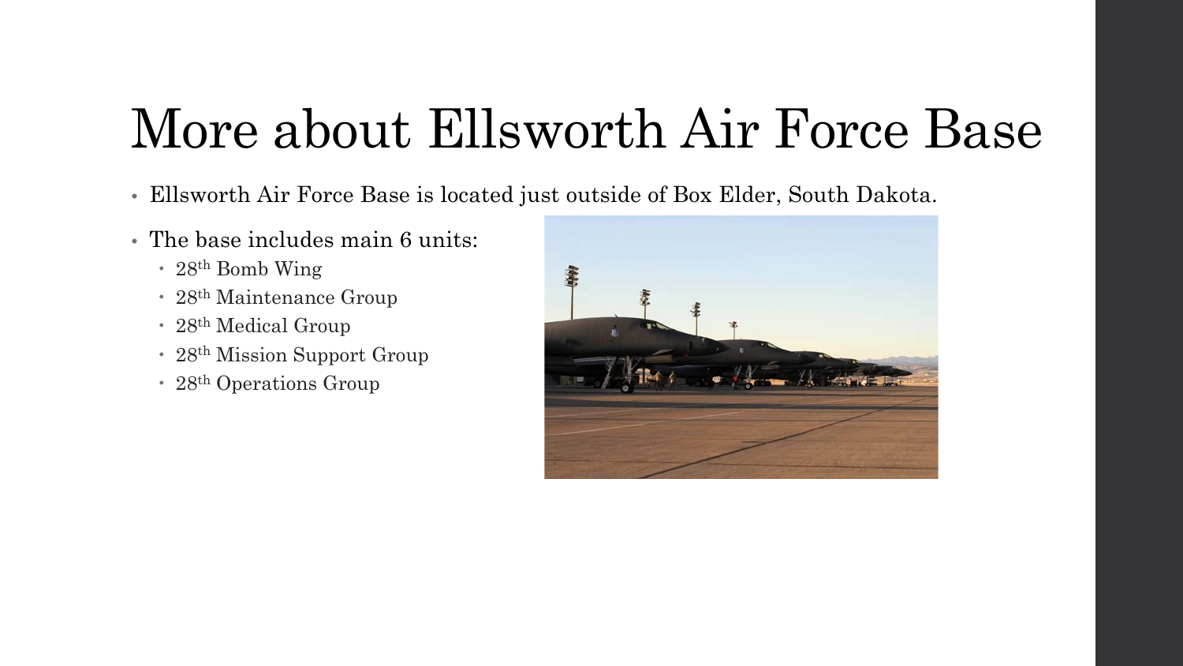# More about Ellsworth Air Force Base

- Ellsworth Air Force Base is located just outside of Box Elder, South Dakota.
- The base includes main 6 units:
  - 28th Bomb Wing
  - 28th Maintenance Group
  - 28th Medical Group
  - 28th Mission Support Group
  - 28th Operations Group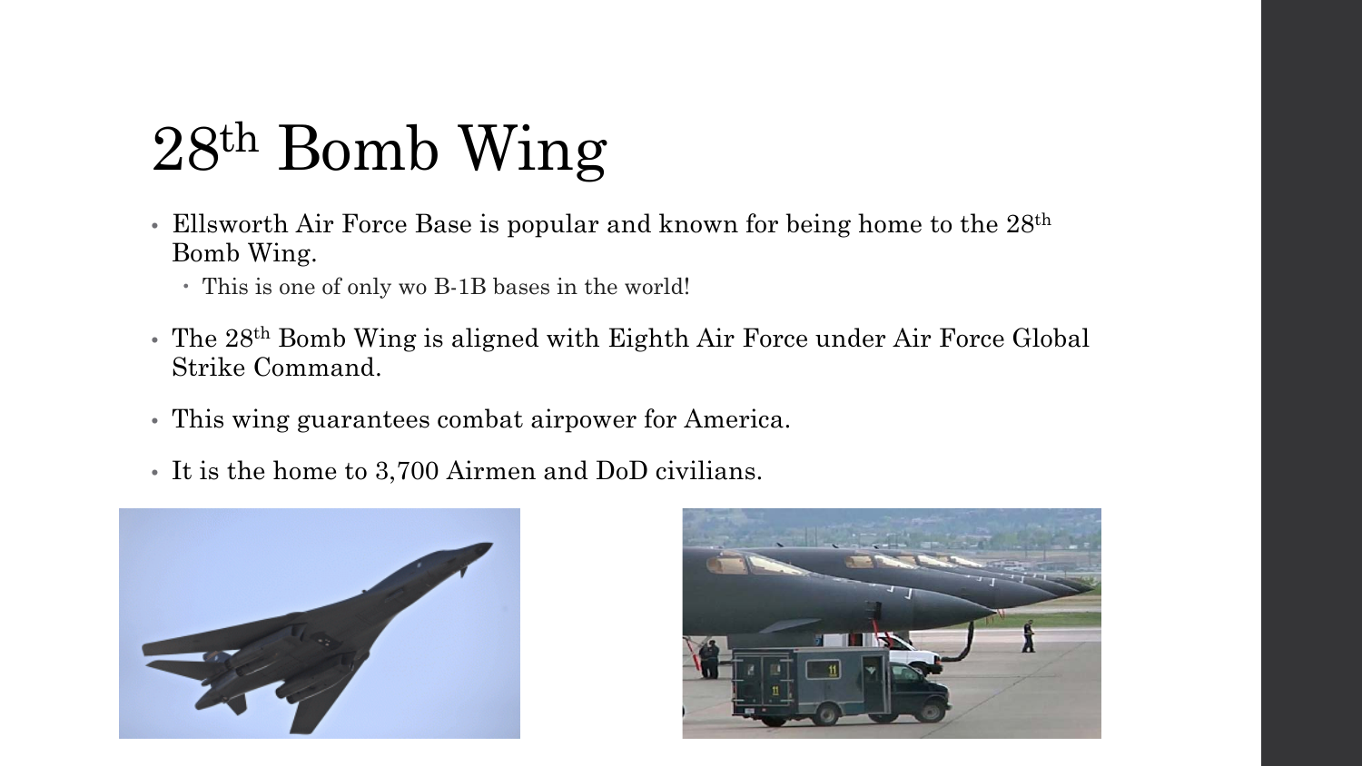# $28^{th}$ Bomb Wing

- Ellsworth Air Force Base is popular and known for being home to the $28^{th}$ Bomb Wing.
  - This is one of only wo B-1B bases in the world!
- The $28^{th}$ Bomb Wing is aligned with Eighth Air Force under Air Force Global Strike Command.
- This wing guarantees combat airpower for America.
- It is the home to 3,700 Airmen and DoD civilians.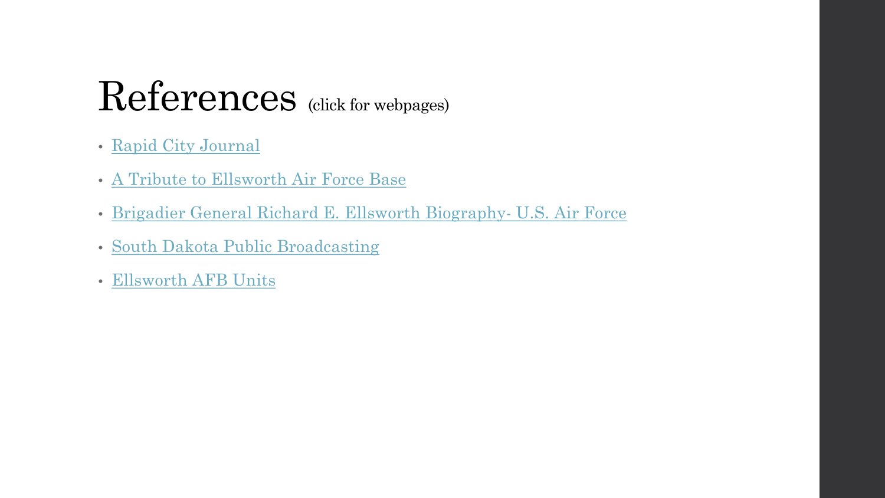# References (click for webpages)

- Rapid City Journal
- A Tribute to Ellsworth Air Force Base
- Brigadier General Richard E. Ellsworth Biography- U.S. Air Force
- South Dakota Public Broadcasting
- Ellsworth AFB Units